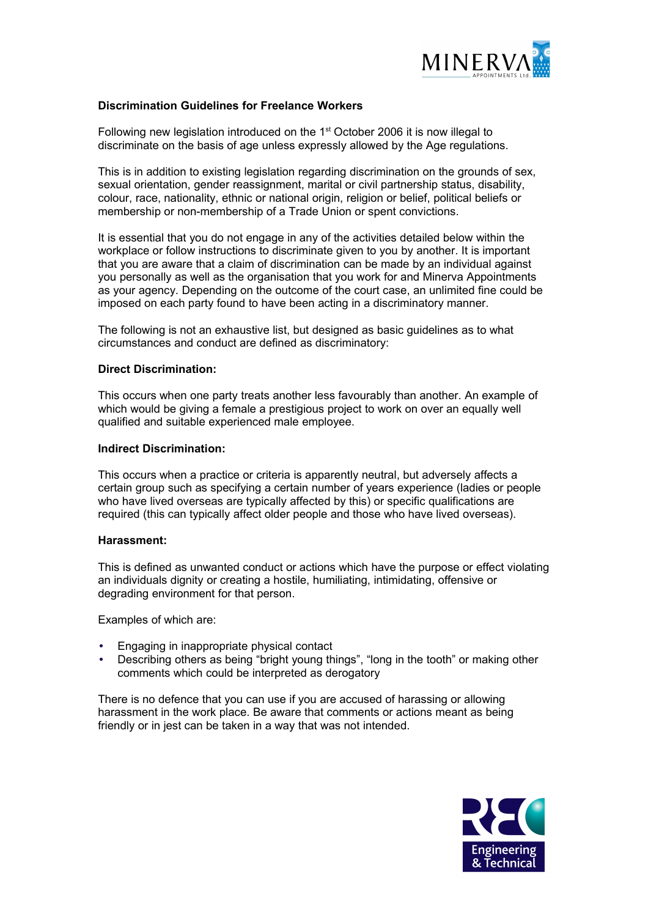**Discrimination Guidelines for Freelance Workers**

Following new legislation introduced on the 1st October 2006 it is now illegal to discriminate on the basis of age unless expressly allowed by the Age regulations.

This is in addition to existing legislation regarding discrimination on the grounds of sex, sexual orientation, gender reassignment, marital or civil partnership status, disability, colour, race, nationality, ethnic or national origin, religion or belief, political beliefs or membership or non-membership of a Trade Union or spent convictions.

It is essential that you do not engage in any of the activities detailed below within the workplace or follow instructions to discriminate given to you by another. It is important that you are aware that a claim of discrimination can be made by an individual against you personally as well as the organisation that you work for and Minerva Appointments as your agency. Depending on the outcome of the court case, an unlimited fine could be imposed on each party found to have been acting in a discriminatory manner.

The following is not an exhaustive list, but designed as basic guidelines as to what circumstances and conduct are defined as discriminatory:

**Direct Discrimination:**

This occurs when one party treats another less favourably than another. An example of which would be giving a female a prestigious project to work on over an equally well qualified and suitable experienced male employee.

**Indirect Discrimination:**

This occurs when a practice or criteria is apparently neutral, but adversely affects a certain group such as specifying a certain number of years experience (ladies or people who have lived overseas are typically affected by this) or specific qualifications are required (this can typically affect older people and those who have lived overseas).

**Harassment:**

This is defined as unwanted conduct or actions which have the purpose or effect violating an individuals dignity or creating a hostile, humiliating, intimidating, offensive or degrading environment for that person.

Examples of which are:

- Engaging in inappropriate physical contact
- Describing others as being “bright young things”, “long in the tooth” or making other comments which could be interpreted as derogatory

There is no defence that you can use if you are accused of harassing or allowing harassment in the work place. Be aware that comments or actions meant as being friendly or in jest can be taken in a way that was not intended.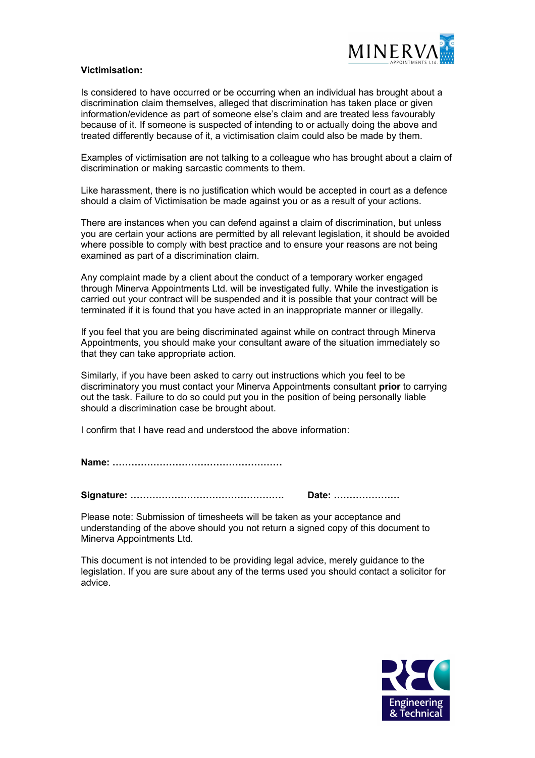**Victimisation:**

Is considered to have occurred or be occurring when an individual has brought about a discrimination claim themselves, alleged that discrimination has taken place or given information/evidence as part of someone else's claim and are treated less favourably because of it. If someone is suspected of intending to or actually doing the above and treated differently because of it, a victimisation claim could also be made by them.

Examples of victimisation are not talking to a colleague who has brought about a claim of discrimination or making sarcastic comments to them.

Like harassment, there is no justification which would be accepted in court as a defence should a claim of Victimisation be made against you or as a result of your actions.

There are instances when you can defend against a claim of discrimination, but unless you are certain your actions are permitted by all relevant legislation, it should be avoided where possible to comply with best practice and to ensure your reasons are not being examined as part of a discrimination claim.

Any complaint made by a client about the conduct of a temporary worker engaged through Minerva Appointments Ltd. will be investigated fully. While the investigation is carried out your contract will be suspended and it is possible that your contract will be terminated if it is found that you have acted in an inappropriate manner or illegally.

If you feel that you are being discriminated against while on contract through Minerva Appointments, you should make your consultant aware of the situation immediately so that they can take appropriate action.

Similarly, if you have been asked to carry out instructions which you feel to be discriminatory you must contact your Minerva Appointments consultant **prior** to carrying out the task. Failure to do so could put you in the position of being personally liable should a discrimination case be brought about.

I confirm that I have read and understood the above information:

**Name: ………………………………………………**

**Signature: ………………………………………….** **Date: …………………**

Please note: Submission of timesheets will be taken as your acceptance and understanding of the above should you not return a signed copy of this document to Minerva Appointments Ltd.

This document is not intended to be providing legal advice, merely guidance to the legislation. If you are sure about any of the terms used you should contact a solicitor for advice.